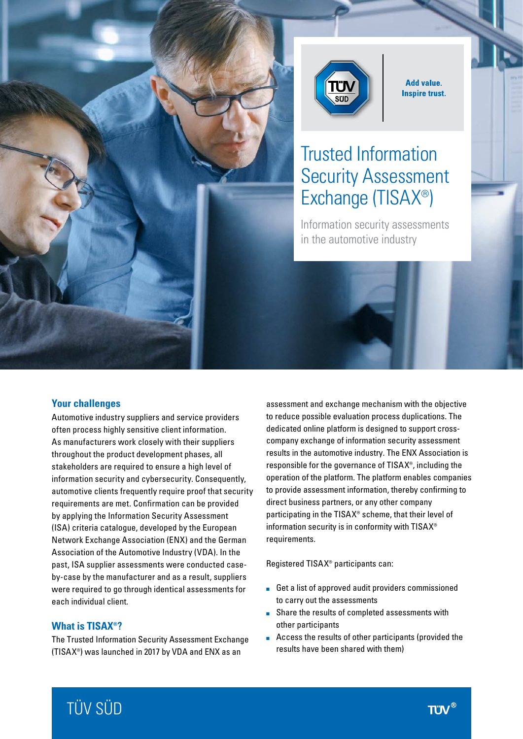Add value.
Inspire trust.

# Trusted Information Security Assessment Exchange (TISAX®)

Information security assessments in the automotive industry

## Your challenges

Automotive industry suppliers and service providers often process highly sensitive client information. As manufacturers work closely with their suppliers throughout the product development phases, all stakeholders are required to ensure a high level of information security and cybersecurity. Consequently, automotive clients frequently require proof that security requirements are met. Confirmation can be provided by applying the Information Security Assessment (ISA) criteria catalogue, developed by the European Network Exchange Association (ENX) and the German Association of the Automotive Industry (VDA). In the past, ISA supplier assessments were conducted case-by-case by the manufacturer and as a result, suppliers were required to go through identical assessments for each individual client.

## What is TISAX®?

The Trusted Information Security Assessment Exchange (TISAX®) was launched in 2017 by VDA and ENX as an assessment and exchange mechanism with the objective to reduce possible evaluation process duplications. The dedicated online platform is designed to support cross-company exchange of information security assessment results in the automotive industry. The ENX Association is responsible for the governance of TISAX®, including the operation of the platform. The platform enables companies to provide assessment information, thereby confirming to direct business partners, or any other company participating in the TISAX® scheme, that their level of information security is in conformity with TISAX® requirements.

Registered TISAX® participants can:

- Get a list of approved audit providers commissioned to carry out the assessments
- Share the results of completed assessments with other participants
- Access the results of other participants (provided the results have been shared with them)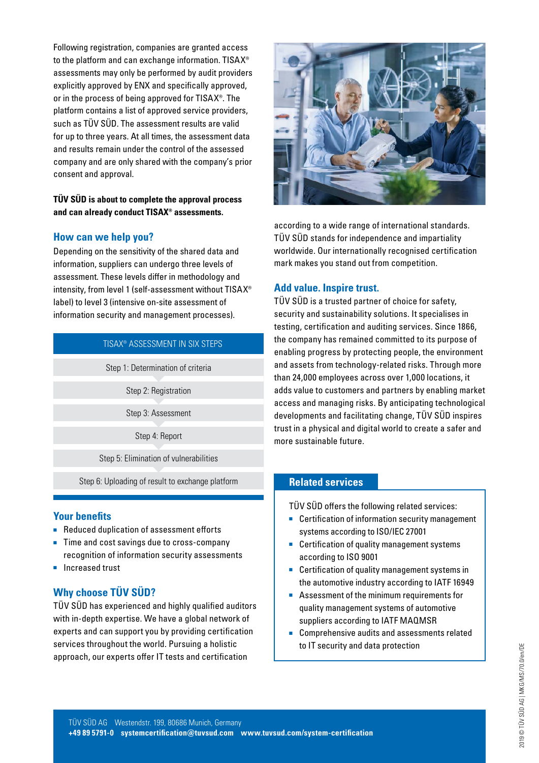Following registration, companies are granted access to the platform and can exchange information. TISAX® assessments may only be performed by audit providers explicitly approved by ENX and specifically approved, or in the process of being approved for TISAX®. The platform contains a list of approved service providers, such as TÜV SÜD. The assessment results are valid for up to three years. At all times, the assessment data and results remain under the control of the assessed company and are only shared with the company's prior consent and approval.

**TÜV SÜD is about to complete the approval process and can already conduct TISAX® assessments.**

## How can we help you?

Depending on the sensitivity of the shared data and information, suppliers can undergo three levels of assessment. These levels differ in methodology and intensity, from level 1 (self-assessment without TISAX® label) to level 3 (intensive on-site assessment of information security and management processes).

| TISAX® ASSESSMENT IN SIX STEPS |
|---|
| Step 1: Determination of criteria |
| Step 2: Registration |
| Step 3: Assessment |
| Step 4: Report |
| Step 5: Elimination of vulnerabilities |
| Step 6: Uploading of result to exchange platform |

## Your benefits

- Reduced duplication of assessment efforts
- Time and cost savings due to cross-company recognition of information security assessments
- Increased trust

## Why choose TÜV SÜD?

TÜV SÜD has experienced and highly qualified auditors with in-depth expertise. We have a global network of experts and can support you by providing certification services throughout the world. Pursuing a holistic approach, our experts offer IT tests and certification according to a wide range of international standards. TÜV SÜD stands for independence and impartiality worldwide. Our internationally recognised certification mark makes you stand out from competition.

## Add value. Inspire trust.

TÜV SÜD is a trusted partner of choice for safety, security and sustainability solutions. It specialises in testing, certification and auditing services. Since 1866, the company has remained committed to its purpose of enabling progress by protecting people, the environment and assets from technology-related risks. Through more than 24,000 employees across over 1,000 locations, it adds value to customers and partners by enabling market access and managing risks. By anticipating technological developments and facilitating change, TÜV SÜD inspires trust in a physical and digital world to create a safer and more sustainable future.

## Related services

TÜV SÜD offers the following related services:

- Certification of information security management systems according to ISO/IEC 27001
- Certification of quality management systems according to ISO 9001
- Certification of quality management systems in the automotive industry according to IATF 16949
- Assessment of the minimum requirements for quality management systems of automotive suppliers according to IATF MAQMSR
- Comprehensive audits and assessments related to IT security and data protection

TÜV SÜD AG Westendstr. 199, 80686 Munich, Germany
**+49 89 5791-0 systemcertification@tuvsud.com www.tuvsud.com/system-certification**

2019 © TÜV SÜD AG | MKG/MS/70.0/en/DE